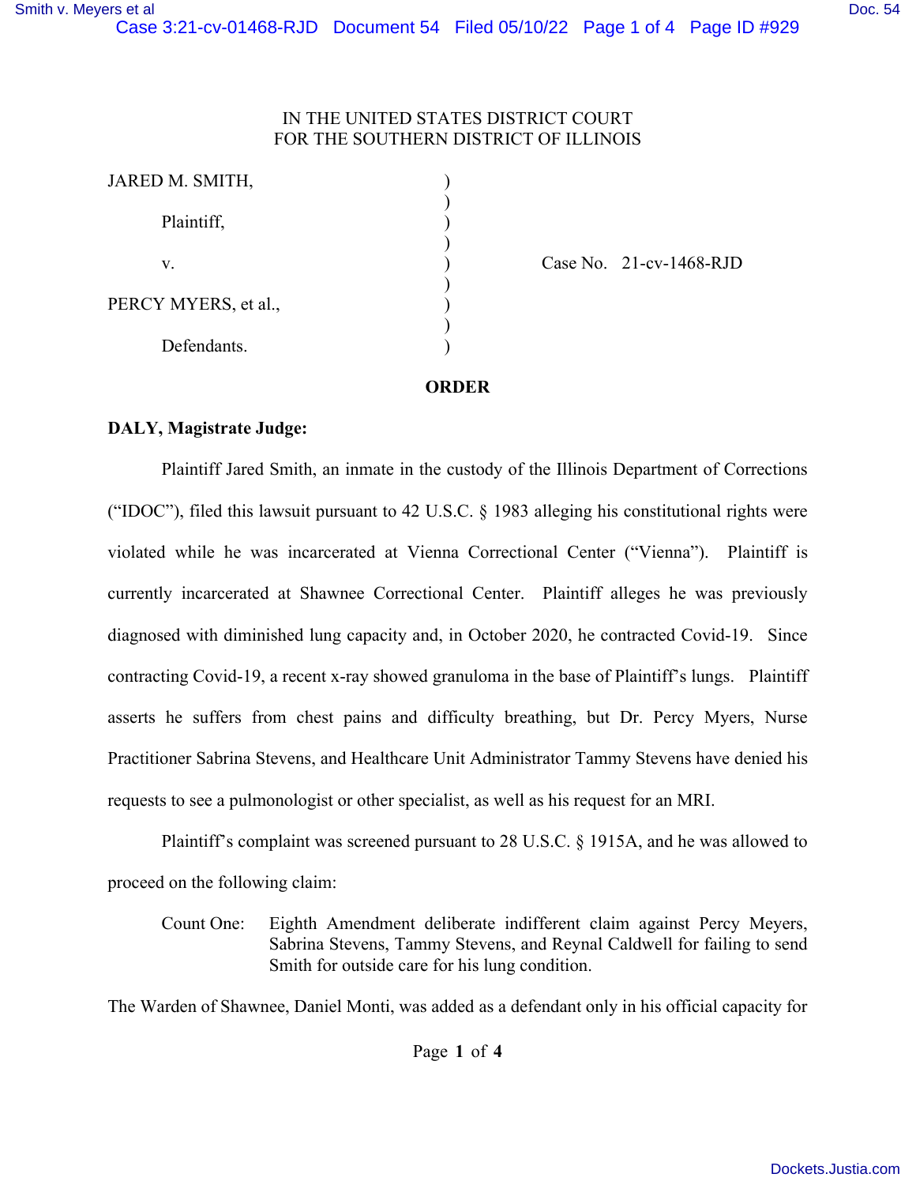IN THE UNITED STATES DISTRICT COURT
FOR THE SOUTHERN DISTRICT OF ILLINOIS

| | | |
|---|---|---|
| JARED M. SMITH, Plaintiff, | ) | |
| v. | ) | Case No. 21-cv-1468-RJD |
| PERCY MYERS, et al., Defendants. | ) | |

**ORDER**

**DALY, Magistrate Judge:**

Plaintiff Jared Smith, an inmate in the custody of the Illinois Department of Corrections ("IDOC"), filed this lawsuit pursuant to 42 U.S.C. § 1983 alleging his constitutional rights were violated while he was incarcerated at Vienna Correctional Center ("Vienna"). Plaintiff is currently incarcerated at Shawnee Correctional Center. Plaintiff alleges he was previously diagnosed with diminished lung capacity and, in October 2020, he contracted Covid-19. Since contracting Covid-19, a recent x-ray showed granuloma in the base of Plaintiff's lungs. Plaintiff asserts he suffers from chest pains and difficulty breathing, but Dr. Percy Myers, Nurse Practitioner Sabrina Stevens, and Healthcare Unit Administrator Tammy Stevens have denied his requests to see a pulmonologist or other specialist, as well as his request for an MRI.

Plaintiff's complaint was screened pursuant to 28 U.S.C. § 1915A, and he was allowed to proceed on the following claim:

Count One: Eighth Amendment deliberate indifferent claim against Percy Meyers, Sabrina Stevens, Tammy Stevens, and Reynal Caldwell for failing to send Smith for outside care for his lung condition.

The Warden of Shawnee, Daniel Monti, was added as a defendant only in his official capacity for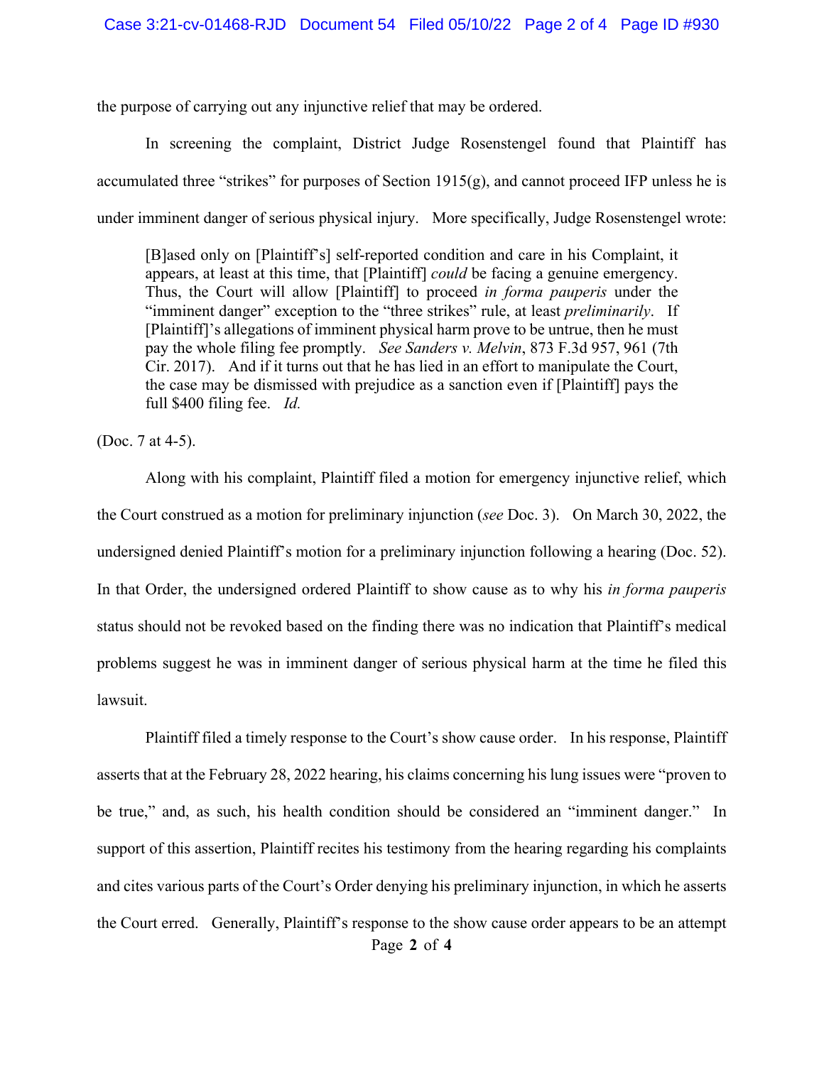the purpose of carrying out any injunctive relief that may be ordered.

In screening the complaint, District Judge Rosenstengel found that Plaintiff has accumulated three "strikes" for purposes of Section 1915(g), and cannot proceed IFP unless he is under imminent danger of serious physical injury. More specifically, Judge Rosenstengel wrote:

> [B]ased only on [Plaintiff's] self-reported condition and care in his Complaint, it appears, at least at this time, that [Plaintiff] *could* be facing a genuine emergency. Thus, the Court will allow [Plaintiff] to proceed *in forma pauperis* under the "imminent danger" exception to the "three strikes" rule, at least *preliminarily*. If [Plaintiff]'s allegations of imminent physical harm prove to be untrue, then he must pay the whole filing fee promptly. *See Sanders v. Melvin*, 873 F.3d 957, 961 (7th Cir. 2017). And if it turns out that he has lied in an effort to manipulate the Court, the case may be dismissed with prejudice as a sanction even if [Plaintiff] pays the full $400 filing fee. *Id.*

(Doc. 7 at 4-5).

Along with his complaint, Plaintiff filed a motion for emergency injunctive relief, which the Court construed as a motion for preliminary injunction (*see* Doc. 3). On March 30, 2022, the undersigned denied Plaintiff's motion for a preliminary injunction following a hearing (Doc. 52). In that Order, the undersigned ordered Plaintiff to show cause as to why his *in forma pauperis* status should not be revoked based on the finding there was no indication that Plaintiff's medical problems suggest he was in imminent danger of serious physical harm at the time he filed this lawsuit.

Plaintiff filed a timely response to the Court's show cause order. In his response, Plaintiff asserts that at the February 28, 2022 hearing, his claims concerning his lung issues were "proven to be true," and, as such, his health condition should be considered an "imminent danger." In support of this assertion, Plaintiff recites his testimony from the hearing regarding his complaints and cites various parts of the Court's Order denying his preliminary injunction, in which he asserts the Court erred. Generally, Plaintiff's response to the show cause order appears to be an attempt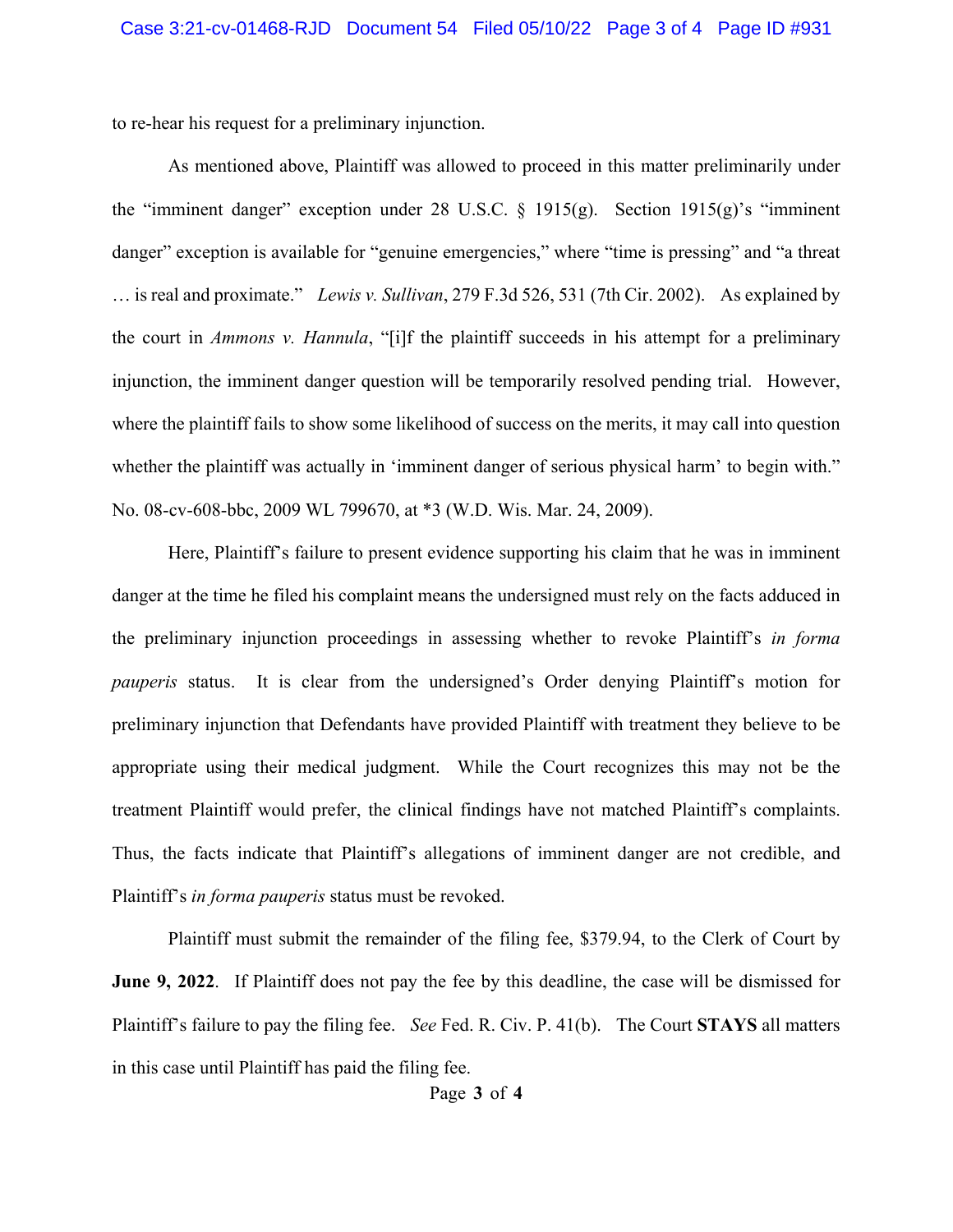to re-hear his request for a preliminary injunction.

As mentioned above, Plaintiff was allowed to proceed in this matter preliminarily under the "imminent danger" exception under 28 U.S.C. § 1915(g). Section 1915(g)'s "imminent danger" exception is available for "genuine emergencies," where "time is pressing" and "a threat … is real and proximate." *Lewis v. Sullivan*, 279 F.3d 526, 531 (7th Cir. 2002). As explained by the court in *Ammons v. Hannula*, "[i]f the plaintiff succeeds in his attempt for a preliminary injunction, the imminent danger question will be temporarily resolved pending trial. However, where the plaintiff fails to show some likelihood of success on the merits, it may call into question whether the plaintiff was actually in 'imminent danger of serious physical harm' to begin with." No. 08-cv-608-bbc, 2009 WL 799670, at *3 (W.D. Wis. Mar. 24, 2009).

Here, Plaintiff's failure to present evidence supporting his claim that he was in imminent danger at the time he filed his complaint means the undersigned must rely on the facts adduced in the preliminary injunction proceedings in assessing whether to revoke Plaintiff's *in forma pauperis* status. It is clear from the undersigned's Order denying Plaintiff's motion for preliminary injunction that Defendants have provided Plaintiff with treatment they believe to be appropriate using their medical judgment. While the Court recognizes this may not be the treatment Plaintiff would prefer, the clinical findings have not matched Plaintiff's complaints. Thus, the facts indicate that Plaintiff's allegations of imminent danger are not credible, and Plaintiff's *in forma pauperis* status must be revoked.

Plaintiff must submit the remainder of the filing fee, $379.94, to the Clerk of Court by **June 9, 2022**. If Plaintiff does not pay the fee by this deadline, the case will be dismissed for Plaintiff's failure to pay the filing fee. *See* Fed. R. Civ. P. 41(b). The Court **STAYS** all matters in this case until Plaintiff has paid the filing fee.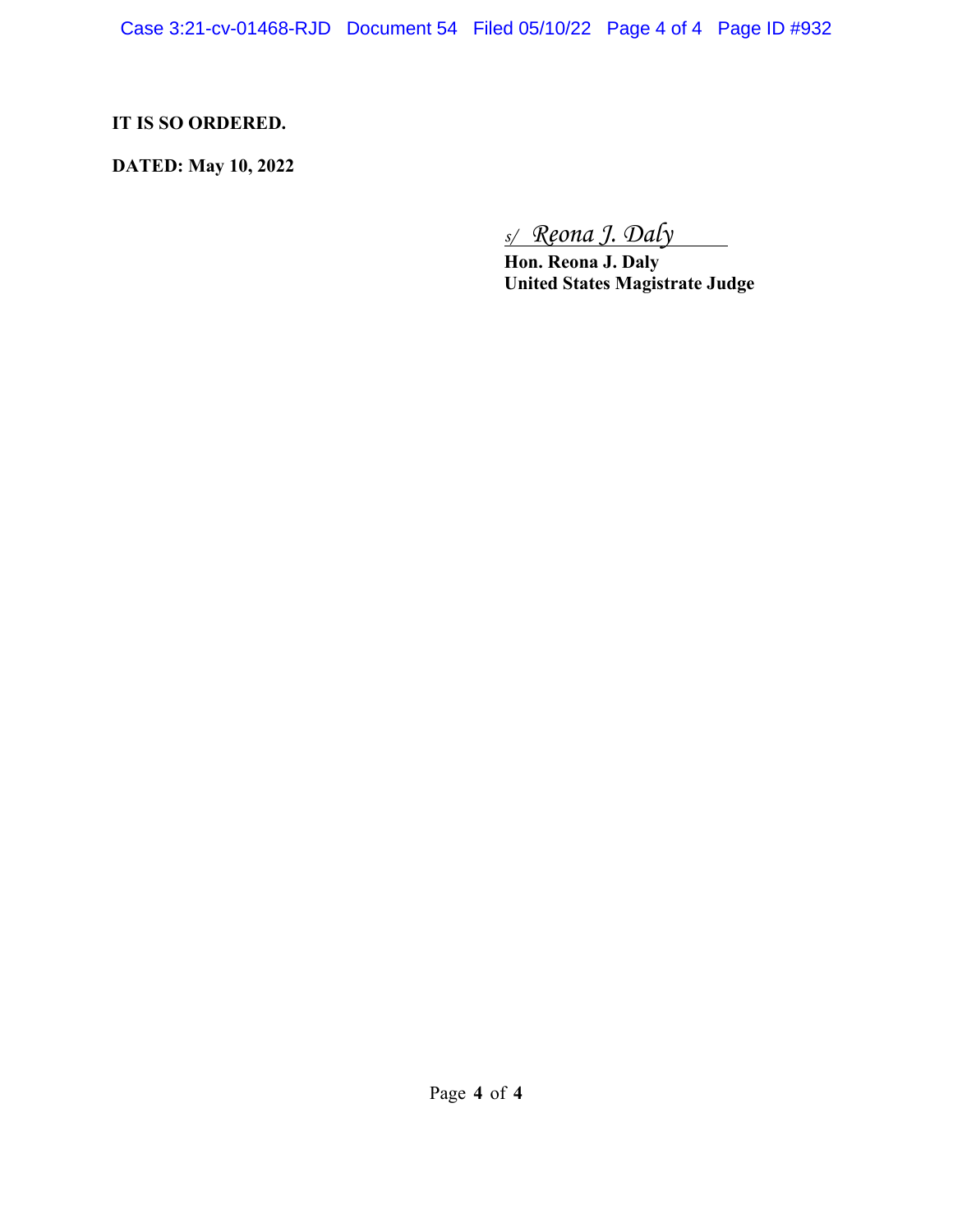**IT IS SO ORDERED.**

**DATED: May 10, 2022**

s/ *Reona J. Daly*

**Hon. Reona J. Daly**
**United States Magistrate Judge**